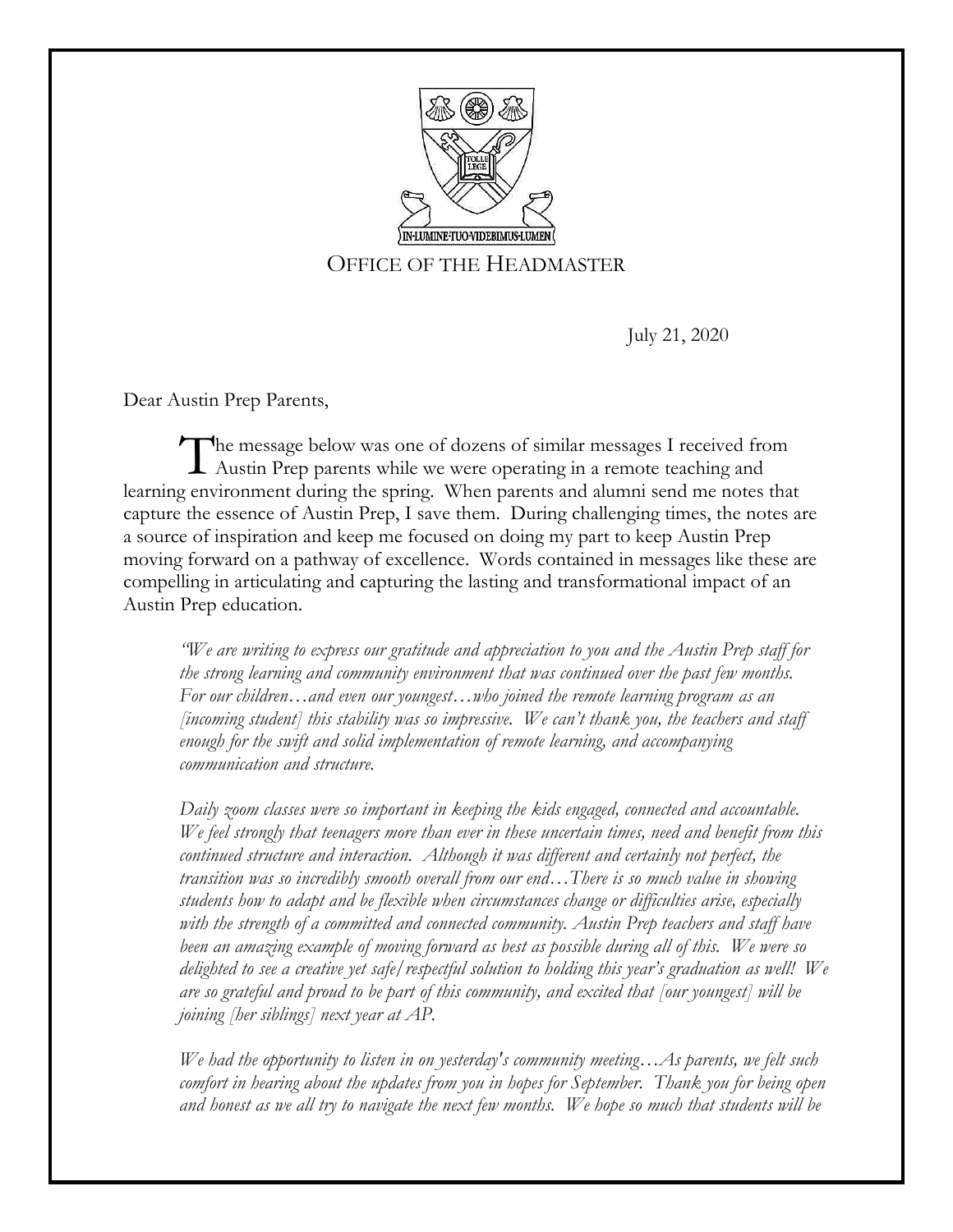IN·LUMINE·TUO·VIDEBIMUS·LUMEN

OFFICE OF THE HEADMASTER

July 21, 2020

Dear Austin Prep Parents,

The message below was one of dozens of similar messages I received from Austin Prep parents while we were operating in a remote teaching and learning environment during the spring. When parents and alumni send me notes that capture the essence of Austin Prep, I save them. During challenging times, the notes are a source of inspiration and keep me focused on doing my part to keep Austin Prep moving forward on a pathway of excellence. Words contained in messages like these are compelling in articulating and capturing the lasting and transformational impact of an Austin Prep education.

*"We are writing to express our gratitude and appreciation to you and the Austin Prep staff for the strong learning and community environment that was continued over the past few months. For our children…and even our youngest…who joined the remote learning program as an [incoming student] this stability was so impressive. We can't thank you, the teachers and staff enough for the swift and solid implementation of remote learning, and accompanying communication and structure.*

*Daily zoom classes were so important in keeping the kids engaged, connected and accountable. We feel strongly that teenagers more than ever in these uncertain times, need and benefit from this continued structure and interaction. Although it was different and certainly not perfect, the transition was so incredibly smooth overall from our end…There is so much value in showing students how to adapt and be flexible when circumstances change or difficulties arise, especially with the strength of a committed and connected community. Austin Prep teachers and staff have been an amazing example of moving forward as best as possible during all of this. We were so delighted to see a creative yet safe/respectful solution to holding this year's graduation as well! We are so grateful and proud to be part of this community, and excited that [our youngest] will be joining [her siblings] next year at AP.*

*We had the opportunity to listen in on yesterday's community meeting…As parents, we felt such comfort in hearing about the updates from you in hopes for September. Thank you for being open and honest as we all try to navigate the next few months. We hope so much that students will be*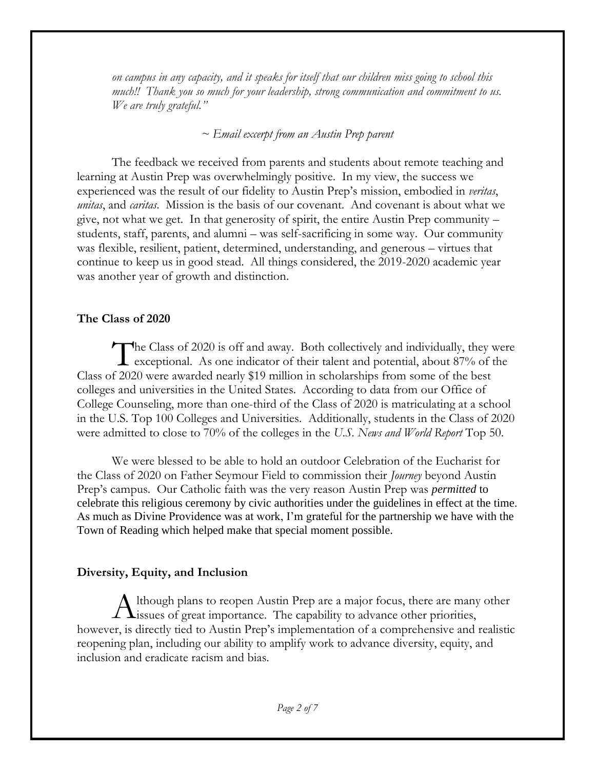*on campus in any capacity, and it speaks for itself that our children miss going to school this much!! Thank you so much for your leadership, strong communication and commitment to us. We are truly grateful."*

*~ Email excerpt from an Austin Prep parent*

The feedback we received from parents and students about remote teaching and learning at Austin Prep was overwhelmingly positive. In my view, the success we experienced was the result of our fidelity to Austin Prep's mission, embodied in *veritas*, *unitas*, and *caritas*. Mission is the basis of our covenant. And covenant is about what we give, not what we get. In that generosity of spirit, the entire Austin Prep community – students, staff, parents, and alumni – was self-sacrificing in some way. Our community was flexible, resilient, patient, determined, understanding, and generous – virtues that continue to keep us in good stead. All things considered, the 2019-2020 academic year was another year of growth and distinction.

**The Class of 2020**

The Class of 2020 is off and away. Both collectively and individually, they were exceptional. As one indicator of their talent and potential, about 87% of the Class of 2020 were awarded nearly $19 million in scholarships from some of the best colleges and universities in the United States. According to data from our Office of College Counseling, more than one-third of the Class of 2020 is matriculating at a school in the U.S. Top 100 Colleges and Universities. Additionally, students in the Class of 2020 were admitted to close to 70% of the colleges in the *U.S. News and World Report* Top 50.

We were blessed to be able to hold an outdoor Celebration of the Eucharist for the Class of 2020 on Father Seymour Field to commission their *Journey* beyond Austin Prep's campus. Our Catholic faith was the very reason Austin Prep was *permitted* to celebrate this religious ceremony by civic authorities under the guidelines in effect at the time. As much as Divine Providence was at work, I'm grateful for the partnership we have with the Town of Reading which helped make that special moment possible.

**Diversity, Equity, and Inclusion**

Although plans to reopen Austin Prep are a major focus, there are many other issues of great importance. The capability to advance other priorities, however, is directly tied to Austin Prep's implementation of a comprehensive and realistic reopening plan, including our ability to amplify work to advance diversity, equity, and inclusion and eradicate racism and bias.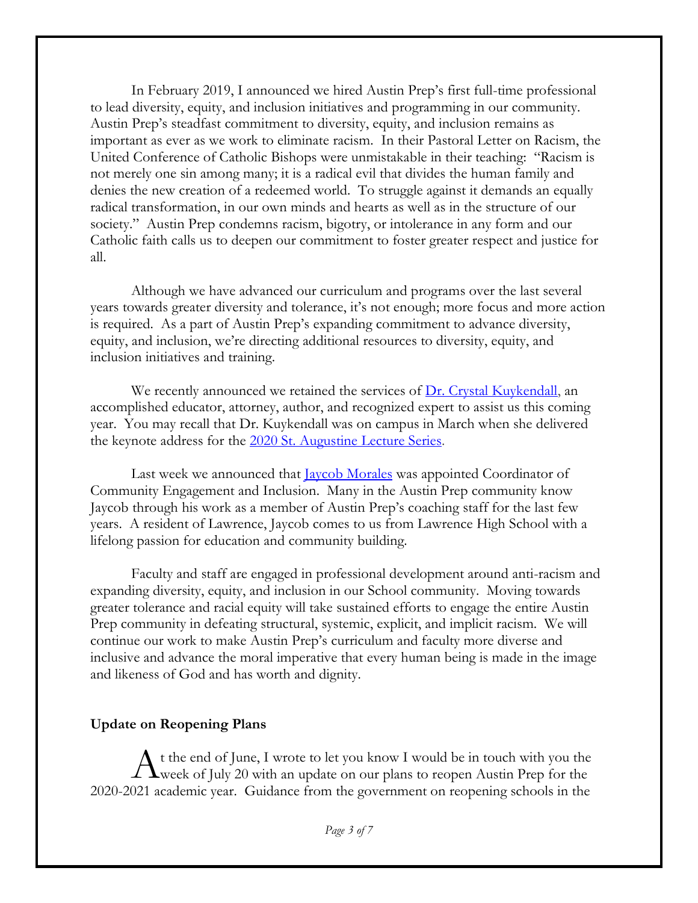In February 2019, I announced we hired Austin Prep's first full-time professional to lead diversity, equity, and inclusion initiatives and programming in our community. Austin Prep's steadfast commitment to diversity, equity, and inclusion remains as important as ever as we work to eliminate racism. In their Pastoral Letter on Racism, the United Conference of Catholic Bishops were unmistakable in their teaching: "Racism is not merely one sin among many; it is a radical evil that divides the human family and denies the new creation of a redeemed world. To struggle against it demands an equally radical transformation, in our own minds and hearts as well as in the structure of our society." Austin Prep condemns racism, bigotry, or intolerance in any form and our Catholic faith calls us to deepen our commitment to foster greater respect and justice for all.

Although we have advanced our curriculum and programs over the last several years towards greater diversity and tolerance, it's not enough; more focus and more action is required. As a part of Austin Prep's expanding commitment to advance diversity, equity, and inclusion, we're directing additional resources to diversity, equity, and inclusion initiatives and training.

We recently announced we retained the services of Dr. Crystal Kuykendall, an accomplished educator, attorney, author, and recognized expert to assist us this coming year. You may recall that Dr. Kuykendall was on campus in March when she delivered the keynote address for the 2020 St. Augustine Lecture Series.

Last week we announced that Jaycob Morales was appointed Coordinator of Community Engagement and Inclusion. Many in the Austin Prep community know Jaycob through his work as a member of Austin Prep's coaching staff for the last few years. A resident of Lawrence, Jaycob comes to us from Lawrence High School with a lifelong passion for education and community building.

Faculty and staff are engaged in professional development around anti-racism and expanding diversity, equity, and inclusion in our School community. Moving towards greater tolerance and racial equity will take sustained efforts to engage the entire Austin Prep community in defeating structural, systemic, explicit, and implicit racism. We will continue our work to make Austin Prep's curriculum and faculty more diverse and inclusive and advance the moral imperative that every human being is made in the image and likeness of God and has worth and dignity.

**Update on Reopening Plans**

At the end of June, I wrote to let you know I would be in touch with you the week of July 20 with an update on our plans to reopen Austin Prep for the 2020-2021 academic year. Guidance from the government on reopening schools in the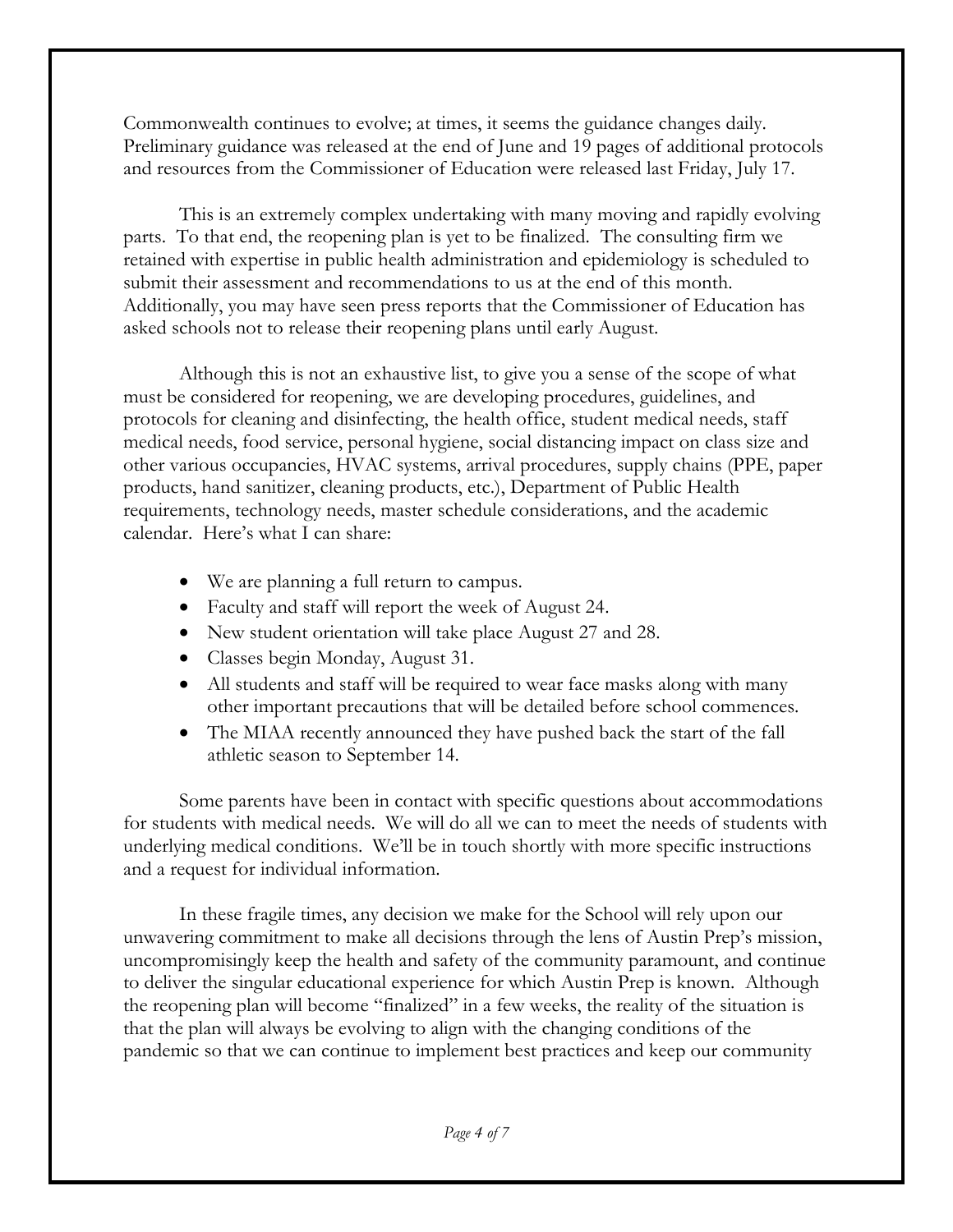Commonwealth continues to evolve; at times, it seems the guidance changes daily. Preliminary guidance was released at the end of June and 19 pages of additional protocols and resources from the Commissioner of Education were released last Friday, July 17.

This is an extremely complex undertaking with many moving and rapidly evolving parts. To that end, the reopening plan is yet to be finalized. The consulting firm we retained with expertise in public health administration and epidemiology is scheduled to submit their assessment and recommendations to us at the end of this month. Additionally, you may have seen press reports that the Commissioner of Education has asked schools not to release their reopening plans until early August.

Although this is not an exhaustive list, to give you a sense of the scope of what must be considered for reopening, we are developing procedures, guidelines, and protocols for cleaning and disinfecting, the health office, student medical needs, staff medical needs, food service, personal hygiene, social distancing impact on class size and other various occupancies, HVAC systems, arrival procedures, supply chains (PPE, paper products, hand sanitizer, cleaning products, etc.), Department of Public Health requirements, technology needs, master schedule considerations, and the academic calendar. Here's what I can share:

- We are planning a full return to campus.
- Faculty and staff will report the week of August 24.
- New student orientation will take place August 27 and 28.
- Classes begin Monday, August 31.
- All students and staff will be required to wear face masks along with many other important precautions that will be detailed before school commences.
- The MIAA recently announced they have pushed back the start of the fall athletic season to September 14.

Some parents have been in contact with specific questions about accommodations for students with medical needs. We will do all we can to meet the needs of students with underlying medical conditions. We'll be in touch shortly with more specific instructions and a request for individual information.

In these fragile times, any decision we make for the School will rely upon our unwavering commitment to make all decisions through the lens of Austin Prep's mission, uncompromisingly keep the health and safety of the community paramount, and continue to deliver the singular educational experience for which Austin Prep is known. Although the reopening plan will become "finalized" in a few weeks, the reality of the situation is that the plan will always be evolving to align with the changing conditions of the pandemic so that we can continue to implement best practices and keep our community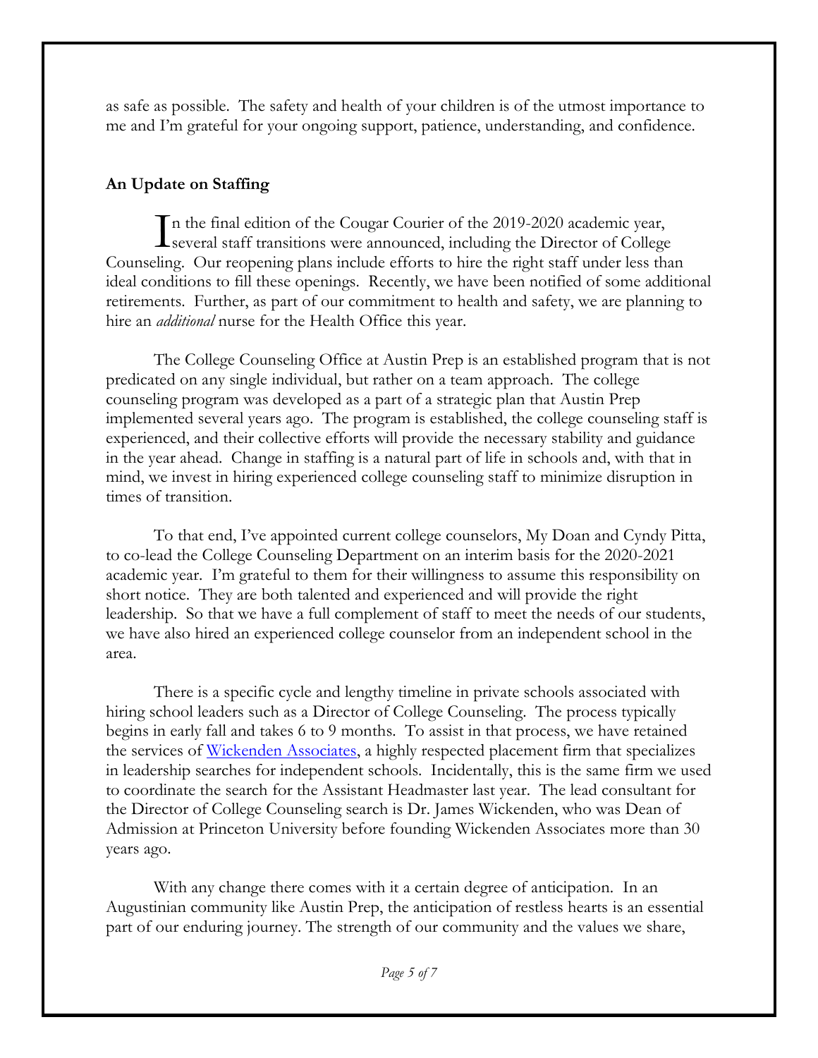as safe as possible. The safety and health of your children is of the utmost importance to me and I'm grateful for your ongoing support, patience, understanding, and confidence.

**An Update on Staffing**

In the final edition of the Cougar Courier of the 2019-2020 academic year, several staff transitions were announced, including the Director of College Counseling. Our reopening plans include efforts to hire the right staff under less than ideal conditions to fill these openings. Recently, we have been notified of some additional retirements. Further, as part of our commitment to health and safety, we are planning to hire an *additional* nurse for the Health Office this year.

The College Counseling Office at Austin Prep is an established program that is not predicated on any single individual, but rather on a team approach. The college counseling program was developed as a part of a strategic plan that Austin Prep implemented several years ago. The program is established, the college counseling staff is experienced, and their collective efforts will provide the necessary stability and guidance in the year ahead. Change in staffing is a natural part of life in schools and, with that in mind, we invest in hiring experienced college counseling staff to minimize disruption in times of transition.

To that end, I've appointed current college counselors, My Doan and Cyndy Pitta, to co-lead the College Counseling Department on an interim basis for the 2020-2021 academic year. I'm grateful to them for their willingness to assume this responsibility on short notice. They are both talented and experienced and will provide the right leadership. So that we have a full complement of staff to meet the needs of our students, we have also hired an experienced college counselor from an independent school in the area.

There is a specific cycle and lengthy timeline in private schools associated with hiring school leaders such as a Director of College Counseling. The process typically begins in early fall and takes 6 to 9 months. To assist in that process, we have retained the services of Wickenden Associates, a highly respected placement firm that specializes in leadership searches for independent schools. Incidentally, this is the same firm we used to coordinate the search for the Assistant Headmaster last year. The lead consultant for the Director of College Counseling search is Dr. James Wickenden, who was Dean of Admission at Princeton University before founding Wickenden Associates more than 30 years ago.

With any change there comes with it a certain degree of anticipation. In an Augustinian community like Austin Prep, the anticipation of restless hearts is an essential part of our enduring journey. The strength of our community and the values we share,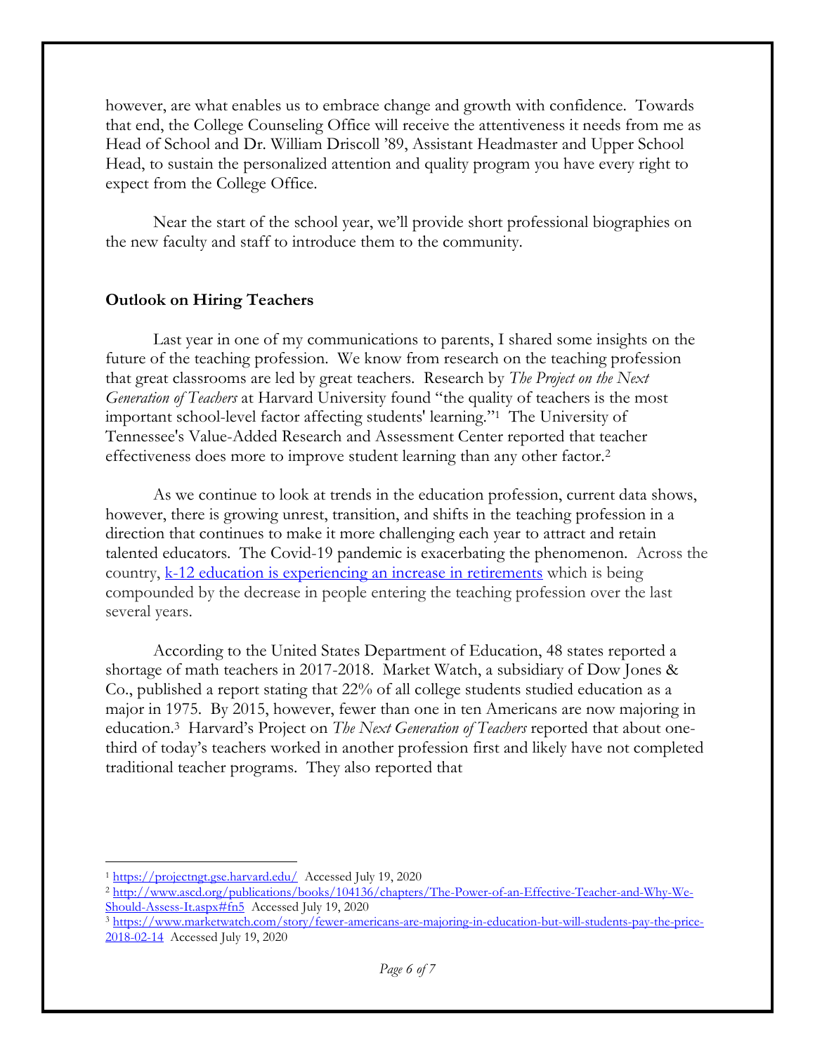however, are what enables us to embrace change and growth with confidence. Towards that end, the College Counseling Office will receive the attentiveness it needs from me as Head of School and Dr. William Driscoll '89, Assistant Headmaster and Upper School Head, to sustain the personalized attention and quality program you have every right to expect from the College Office.

Near the start of the school year, we'll provide short professional biographies on the new faculty and staff to introduce them to the community.

**Outlook on Hiring Teachers**

Last year in one of my communications to parents, I shared some insights on the future of the teaching profession. We know from research on the teaching profession that great classrooms are led by great teachers. Research by *The Project on the Next Generation of Teachers* at Harvard University found "the quality of teachers is the most important school-level factor affecting students' learning."[1] The University of Tennessee's Value-Added Research and Assessment Center reported that teacher effectiveness does more to improve student learning than any other factor.[2]

As we continue to look at trends in the education profession, current data shows, however, there is growing unrest, transition, and shifts in the teaching profession in a direction that continues to make it more challenging each year to attract and retain talented educators. The Covid-19 pandemic is exacerbating the phenomenon. Across the country, [k-12 education is experiencing an increase in retirements]() which is being compounded by the decrease in people entering the teaching profession over the last several years.

According to the United States Department of Education, 48 states reported a shortage of math teachers in 2017-2018. Market Watch, a subsidiary of Dow Jones & Co., published a report stating that 22% of all college students studied education as a major in 1975. By 2015, however, fewer than one in ten Americans are now majoring in education.[3] Harvard's Project on *The Next Generation of Teachers* reported that about one-third of today's teachers worked in another profession first and likely have not completed traditional teacher programs. They also reported that

---

[1] https://projectngt.gse.harvard.edu/ Accessed July 19, 2020

[2] http://www.ascd.org/publications/books/104136/chapters/The-Power-of-an-Effective-Teacher-and-Why-We-Should-Assess-It.aspx#fn5 Accessed July 19, 2020

[3] https://www.marketwatch.com/story/fewer-americans-are-majoring-in-education-but-will-students-pay-the-price-2018-02-14 Accessed July 19, 2020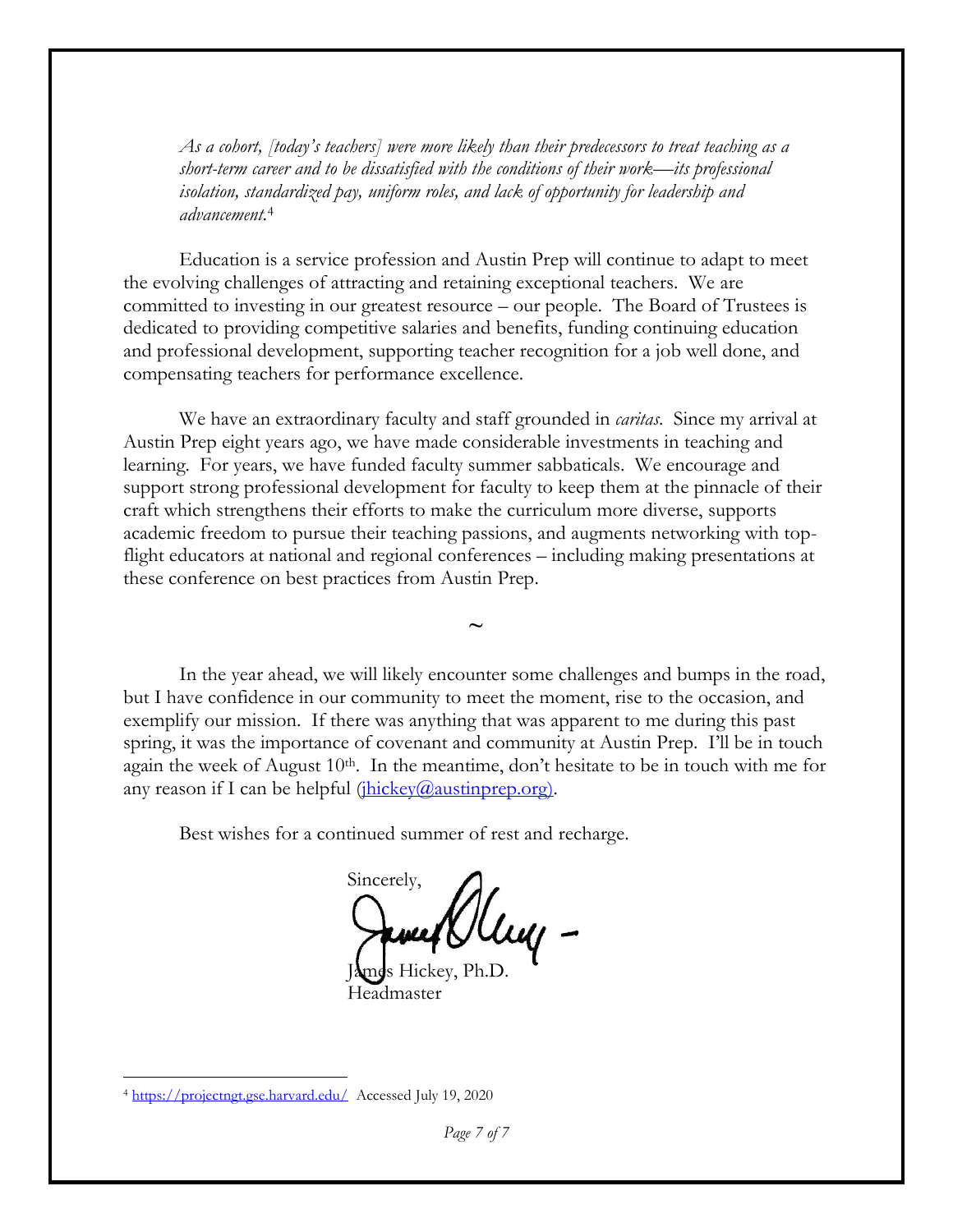*As a cohort, [today's teachers] were more likely than their predecessors to treat teaching as a short-term career and to be dissatisfied with the conditions of their work—its professional isolation, standardized pay, uniform roles, and lack of opportunity for leadership and advancement.*[4]

Education is a service profession and Austin Prep will continue to adapt to meet the evolving challenges of attracting and retaining exceptional teachers. We are committed to investing in our greatest resource – our people. The Board of Trustees is dedicated to providing competitive salaries and benefits, funding continuing education and professional development, supporting teacher recognition for a job well done, and compensating teachers for performance excellence.

We have an extraordinary faculty and staff grounded in *caritas*. Since my arrival at Austin Prep eight years ago, we have made considerable investments in teaching and learning. For years, we have funded faculty summer sabbaticals. We encourage and support strong professional development for faculty to keep them at the pinnacle of their craft which strengthens their efforts to make the curriculum more diverse, supports academic freedom to pursue their teaching passions, and augments networking with top-flight educators at national and regional conferences – including making presentations at these conference on best practices from Austin Prep.

~

In the year ahead, we will likely encounter some challenges and bumps in the road, but I have confidence in our community to meet the moment, rise to the occasion, and exemplify our mission. If there was anything that was apparent to me during this past spring, it was the importance of covenant and community at Austin Prep. I'll be in touch again the week of August 10th. In the meantime, don't hesitate to be in touch with me for any reason if I can be helpful (jhickey@austinprep.org).

Best wishes for a continued summer of rest and recharge.

Sincerely,

James Hickey, Ph.D.
Headmaster

---

[4] https://projectngt.gse.harvard.edu/ Accessed July 19, 2020